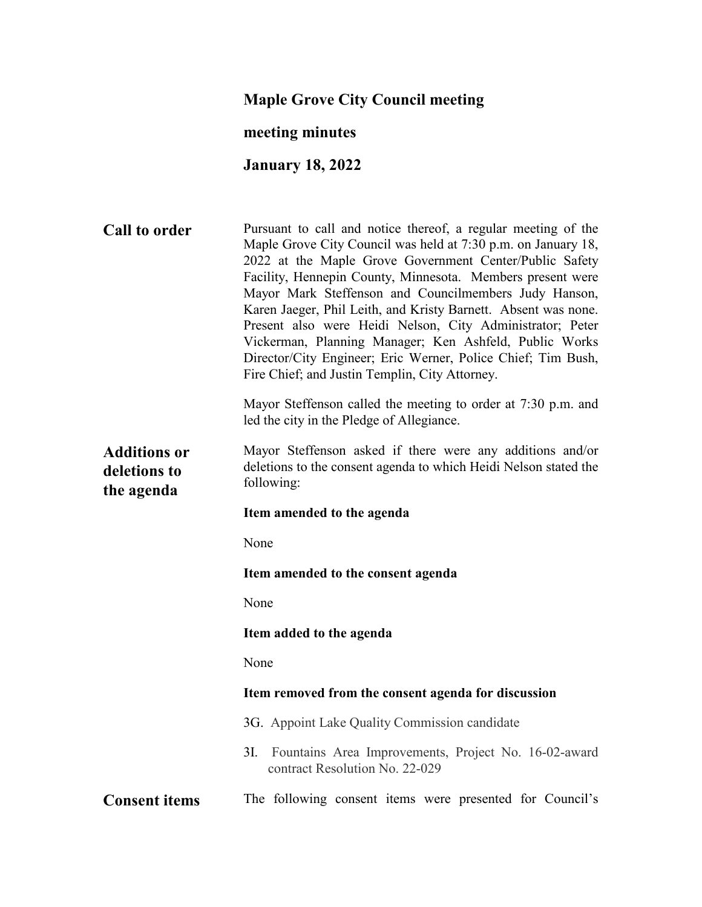# Maple Grove City Council meeting

## meeting minutes

## January 18, 2022

**Call to order**

Pursuant to call and notice thereof, a regular meeting of the Maple Grove City Council was held at 7:30 p.m. on January 18, 2022 at the Maple Grove Government Center/Public Safety Facility, Hennepin County, Minnesota. Members present were Mayor Mark Steffenson and Councilmembers Judy Hanson, Karen Jaeger, Phil Leith, and Kristy Barnett. Absent was none. Present also were Heidi Nelson, City Administrator; Peter Vickerman, Planning Manager; Ken Ashfeld, Public Works Director/City Engineer; Eric Werner, Police Chief; Tim Bush, Fire Chief; and Justin Templin, City Attorney.

Mayor Steffenson called the meeting to order at 7:30 p.m. and led the city in the Pledge of Allegiance.

**Additions or deletions to the agenda**

Mayor Steffenson asked if there were any additions and/or deletions to the consent agenda to which Heidi Nelson stated the following:

**Item amended to the agenda**

None

**Item amended to the consent agenda**

None

**Item added to the agenda**

None

**Item removed from the consent agenda for discussion**

3G. Appoint Lake Quality Commission candidate

3I. Fountains Area Improvements, Project No. 16-02-award contract Resolution No. 22-029

**Consent items**

The following consent items were presented for Council's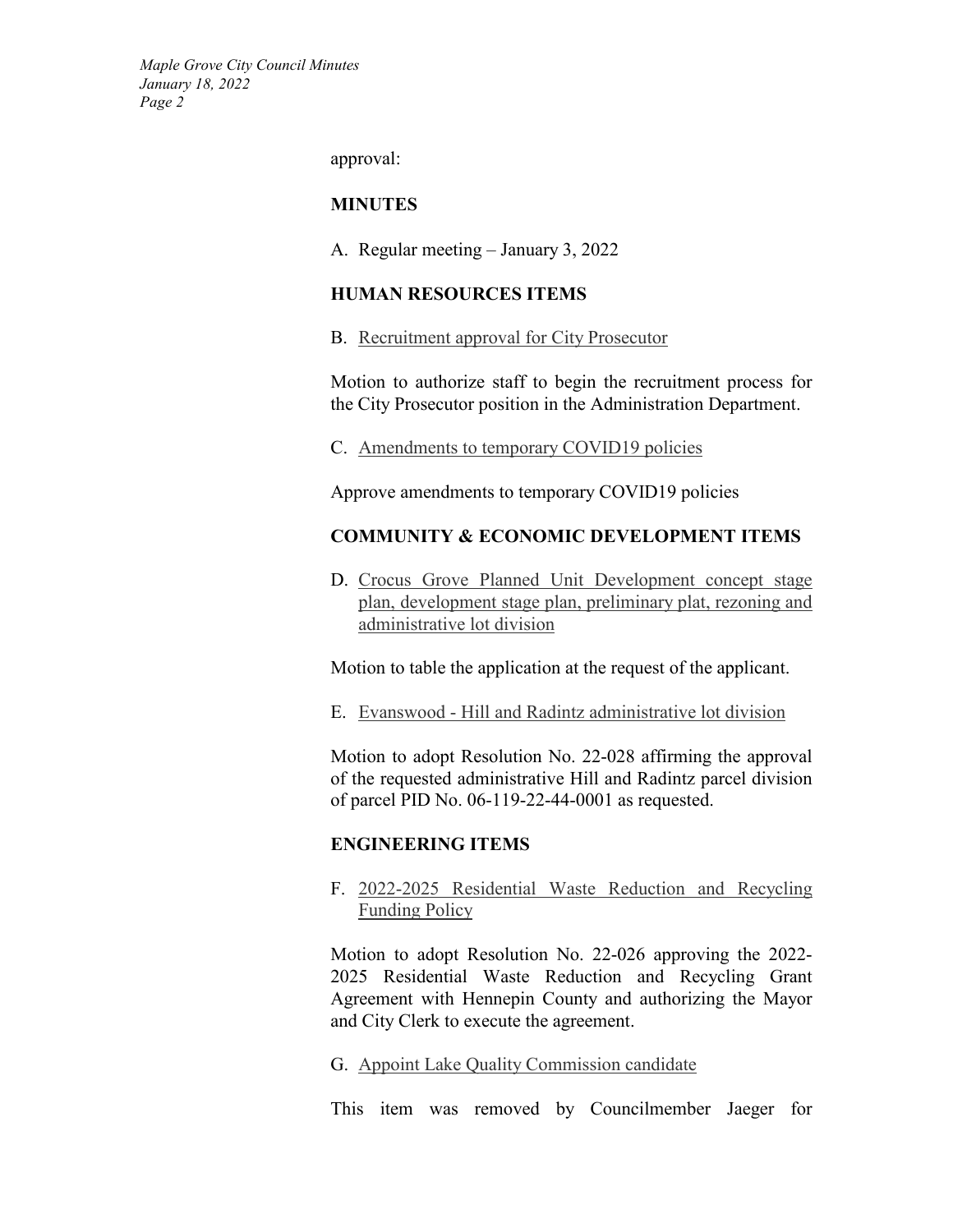approval:

**MINUTES**

A. Regular meeting – January 3, 2022

**HUMAN RESOURCES ITEMS**

B. Recruitment approval for City Prosecutor

Motion to authorize staff to begin the recruitment process for the City Prosecutor position in the Administration Department.

C. Amendments to temporary COVID19 policies

Approve amendments to temporary COVID19 policies

**COMMUNITY & ECONOMIC DEVELOPMENT ITEMS**

D. Crocus Grove Planned Unit Development concept stage plan, development stage plan, preliminary plat, rezoning and administrative lot division

Motion to table the application at the request of the applicant.

E. Evanswood - Hill and Radintz administrative lot division

Motion to adopt Resolution No. 22-028 affirming the approval of the requested administrative Hill and Radintz parcel division of parcel PID No. 06-119-22-44-0001 as requested.

**ENGINEERING ITEMS**

F. 2022-2025 Residential Waste Reduction and Recycling Funding Policy

Motion to adopt Resolution No. 22-026 approving the 2022-2025 Residential Waste Reduction and Recycling Grant Agreement with Hennepin County and authorizing the Mayor and City Clerk to execute the agreement.

G. Appoint Lake Quality Commission candidate

This item was removed by Councilmember Jaeger for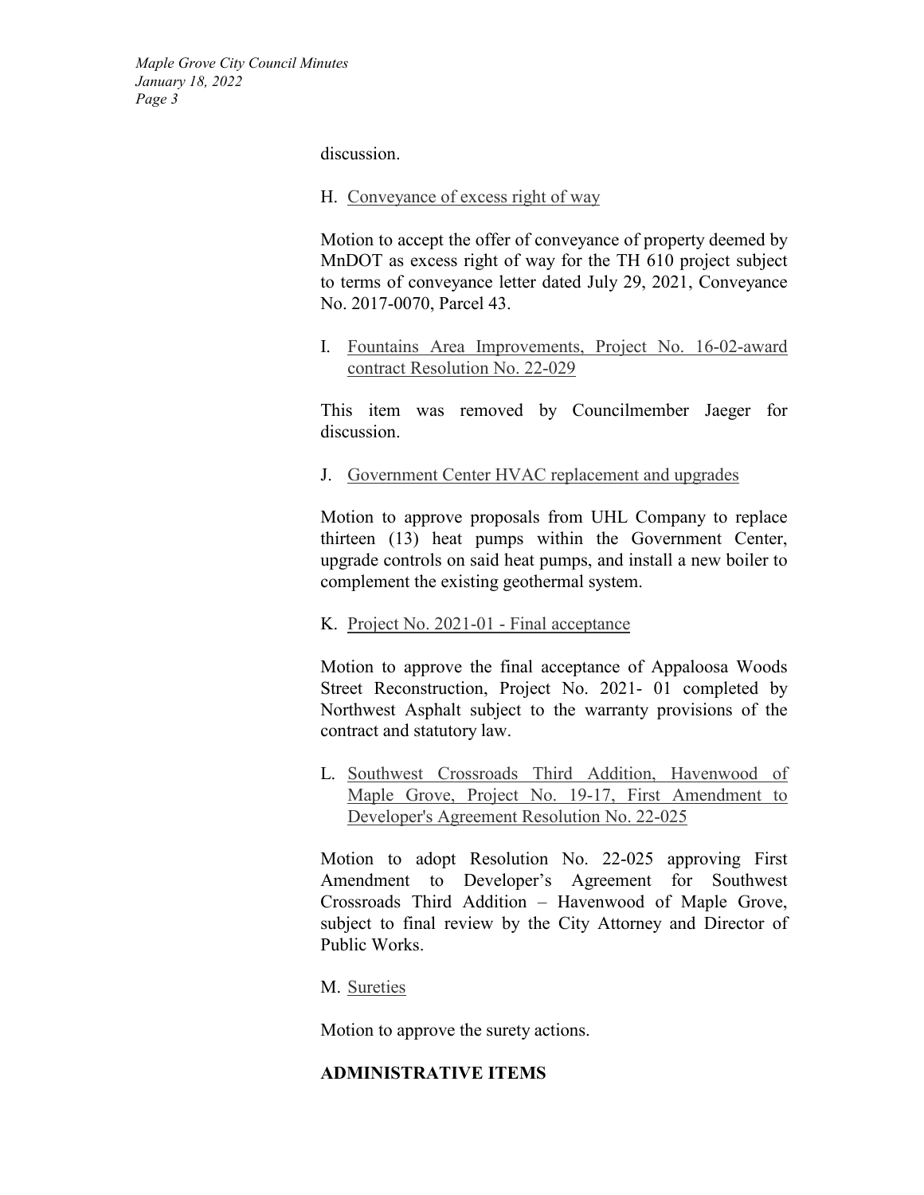discussion.

H. Conveyance of excess right of way

Motion to accept the offer of conveyance of property deemed by MnDOT as excess right of way for the TH 610 project subject to terms of conveyance letter dated July 29, 2021, Conveyance No. 2017-0070, Parcel 43.

I. Fountains Area Improvements, Project No. 16-02-award contract Resolution No. 22-029

This item was removed by Councilmember Jaeger for discussion.

J. Government Center HVAC replacement and upgrades

Motion to approve proposals from UHL Company to replace thirteen (13) heat pumps within the Government Center, upgrade controls on said heat pumps, and install a new boiler to complement the existing geothermal system.

K. Project No. 2021-01 - Final acceptance

Motion to approve the final acceptance of Appaloosa Woods Street Reconstruction, Project No. 2021- 01 completed by Northwest Asphalt subject to the warranty provisions of the contract and statutory law.

L. Southwest Crossroads Third Addition, Havenwood of Maple Grove, Project No. 19-17, First Amendment to Developer's Agreement Resolution No. 22-025

Motion to adopt Resolution No. 22-025 approving First Amendment to Developer's Agreement for Southwest Crossroads Third Addition – Havenwood of Maple Grove, subject to final review by the City Attorney and Director of Public Works.

M. Sureties

Motion to approve the surety actions.

**ADMINISTRATIVE ITEMS**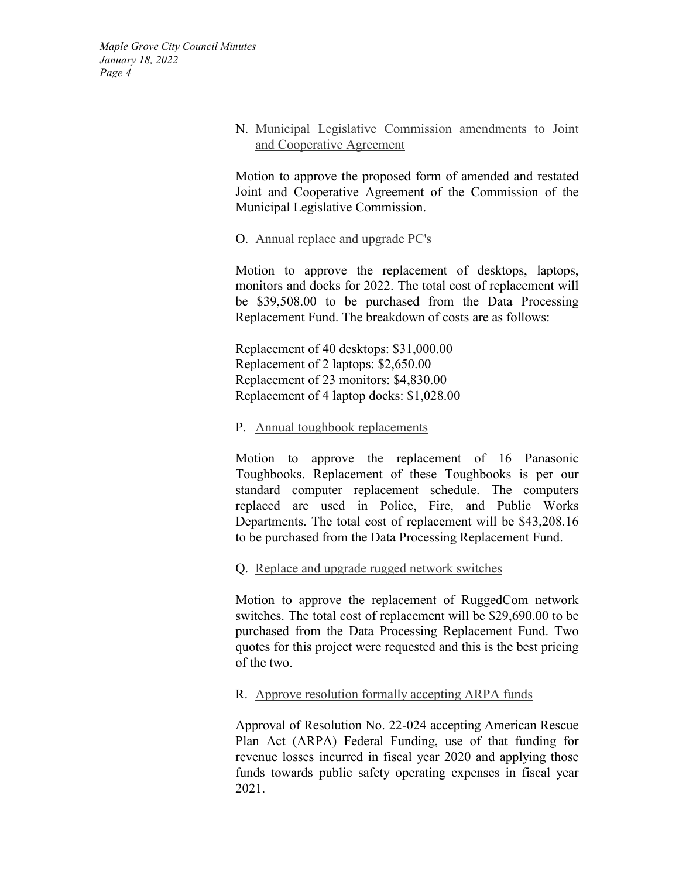N. Municipal Legislative Commission amendments to Joint and Cooperative Agreement

Motion to approve the proposed form of amended and restated Joint and Cooperative Agreement of the Commission of the Municipal Legislative Commission.

O. Annual replace and upgrade PC's

Motion to approve the replacement of desktops, laptops, monitors and docks for 2022. The total cost of replacement will be $39,508.00 to be purchased from the Data Processing Replacement Fund. The breakdown of costs are as follows:

Replacement of 40 desktops: $31,000.00
Replacement of 2 laptops: $2,650.00
Replacement of 23 monitors: $4,830.00
Replacement of 4 laptop docks: $1,028.00

P. Annual toughbook replacements

Motion to approve the replacement of 16 Panasonic Toughbooks. Replacement of these Toughbooks is per our standard computer replacement schedule. The computers replaced are used in Police, Fire, and Public Works Departments. The total cost of replacement will be $43,208.16 to be purchased from the Data Processing Replacement Fund.

Q. Replace and upgrade rugged network switches

Motion to approve the replacement of RuggedCom network switches. The total cost of replacement will be $29,690.00 to be purchased from the Data Processing Replacement Fund. Two quotes for this project were requested and this is the best pricing of the two.

R. Approve resolution formally accepting ARPA funds

Approval of Resolution No. 22-024 accepting American Rescue Plan Act (ARPA) Federal Funding, use of that funding for revenue losses incurred in fiscal year 2020 and applying those funds towards public safety operating expenses in fiscal year 2021.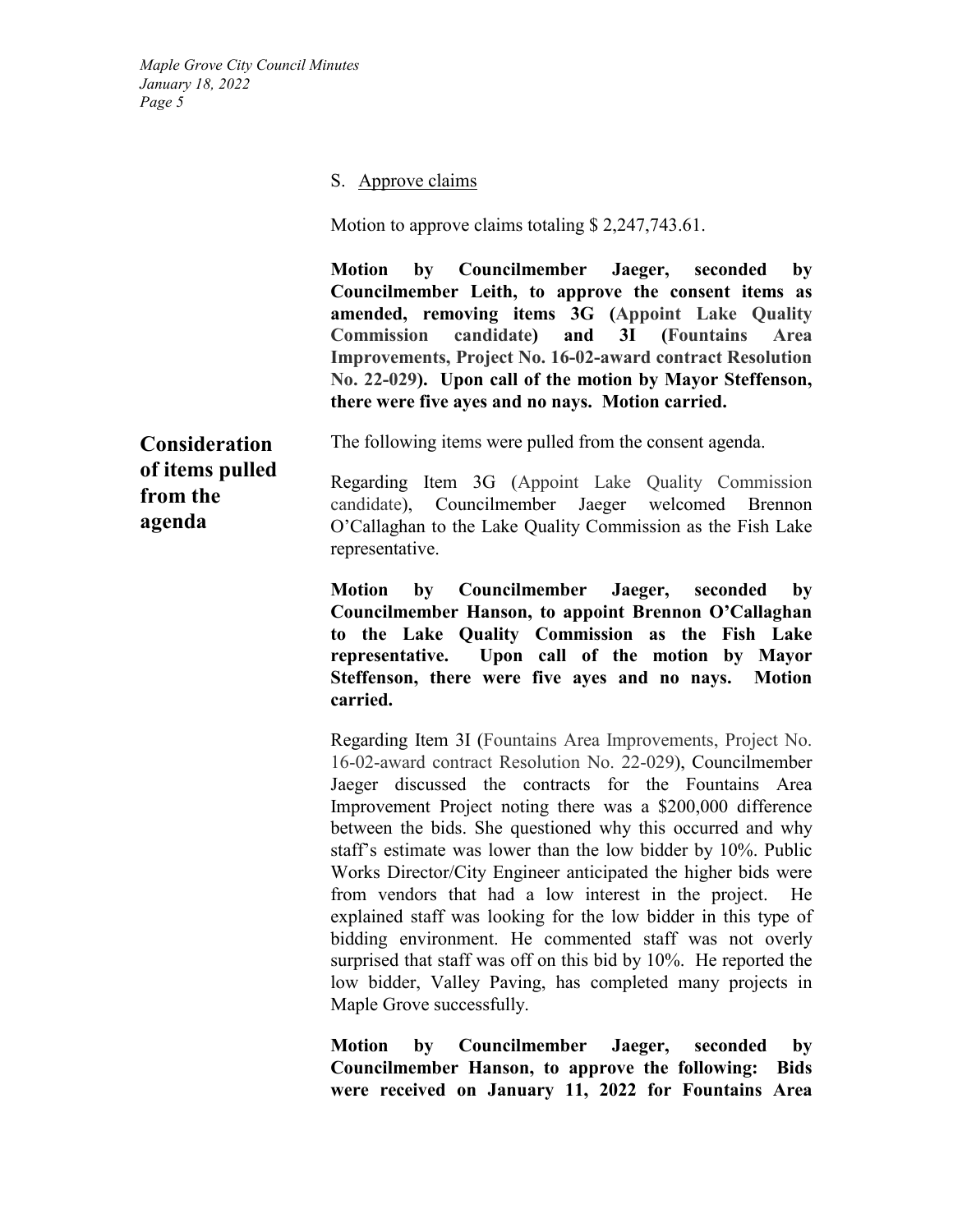S. Approve claims

Motion to approve claims totaling $ 2,247,743.61.

**Motion by Councilmember Jaeger, seconded by Councilmember Leith, to approve the consent items as amended, removing items 3G (Appoint Lake Quality Commission candidate) and 3I (Fountains Area Improvements, Project No. 16-02-award contract Resolution No. 22-029). Upon call of the motion by Mayor Steffenson, there were five ayes and no nays. Motion carried.**

## Consideration of items pulled from the agenda

The following items were pulled from the consent agenda.

Regarding Item 3G (Appoint Lake Quality Commission candidate), Councilmember Jaeger welcomed Brennon O'Callaghan to the Lake Quality Commission as the Fish Lake representative.

**Motion by Councilmember Jaeger, seconded by Councilmember Hanson, to appoint Brennon O'Callaghan to the Lake Quality Commission as the Fish Lake representative. Upon call of the motion by Mayor Steffenson, there were five ayes and no nays. Motion carried.**

Regarding Item 3I (Fountains Area Improvements, Project No. 16-02-award contract Resolution No. 22-029), Councilmember Jaeger discussed the contracts for the Fountains Area Improvement Project noting there was a $200,000 difference between the bids. She questioned why this occurred and why staff's estimate was lower than the low bidder by 10%. Public Works Director/City Engineer anticipated the higher bids were from vendors that had a low interest in the project. He explained staff was looking for the low bidder in this type of bidding environment. He commented staff was not overly surprised that staff was off on this bid by 10%. He reported the low bidder, Valley Paving, has completed many projects in Maple Grove successfully.

**Motion by Councilmember Jaeger, seconded by Councilmember Hanson, to approve the following: Bids were received on January 11, 2022 for Fountains Area**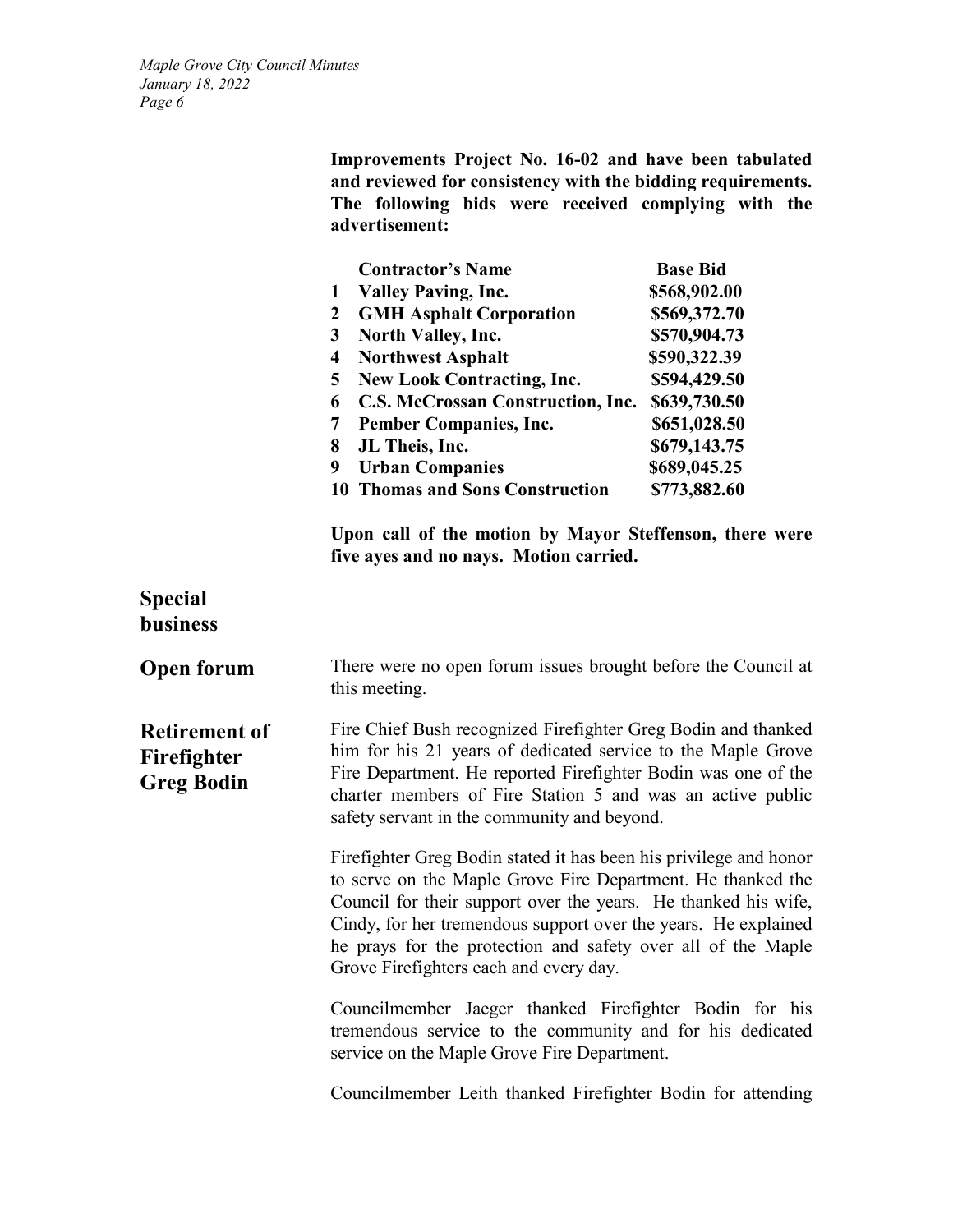**Improvements Project No. 16-02 and have been tabulated and reviewed for consistency with the bidding requirements. The following bids were received complying with the advertisement:**

| | **Contractor's Name** | **Base Bid** |
|---|---|---|
| **1** | **Valley Paving, Inc.** | **$568,902.00** |
| **2** | **GMH Asphalt Corporation** | **$569,372.70** |
| **3** | **North Valley, Inc.** | **$570,904.73** |
| **4** | **Northwest Asphalt** | **$590,322.39** |
| **5** | **New Look Contracting, Inc.** | **$594,429.50** |
| **6** | **C.S. McCrossan Construction, Inc.** | **$639,730.50** |
| **7** | **Pember Companies, Inc.** | **$651,028.50** |
| **8** | **JL Theis, Inc.** | **$679,143.75** |
| **9** | **Urban Companies** | **$689,045.25** |
| **10** | **Thomas and Sons Construction** | **$773,882.60** |

**Upon call of the motion by Mayor Steffenson, there were five ayes and no nays. Motion carried.**

## Special business

### Open forum

There were no open forum issues brought before the Council at this meeting.

### Retirement of Firefighter Greg Bodin

Fire Chief Bush recognized Firefighter Greg Bodin and thanked him for his 21 years of dedicated service to the Maple Grove Fire Department. He reported Firefighter Bodin was one of the charter members of Fire Station 5 and was an active public safety servant in the community and beyond.

Firefighter Greg Bodin stated it has been his privilege and honor to serve on the Maple Grove Fire Department. He thanked the Council for their support over the years. He thanked his wife, Cindy, for her tremendous support over the years. He explained he prays for the protection and safety over all of the Maple Grove Firefighters each and every day.

Councilmember Jaeger thanked Firefighter Bodin for his tremendous service to the community and for his dedicated service on the Maple Grove Fire Department.

Councilmember Leith thanked Firefighter Bodin for attending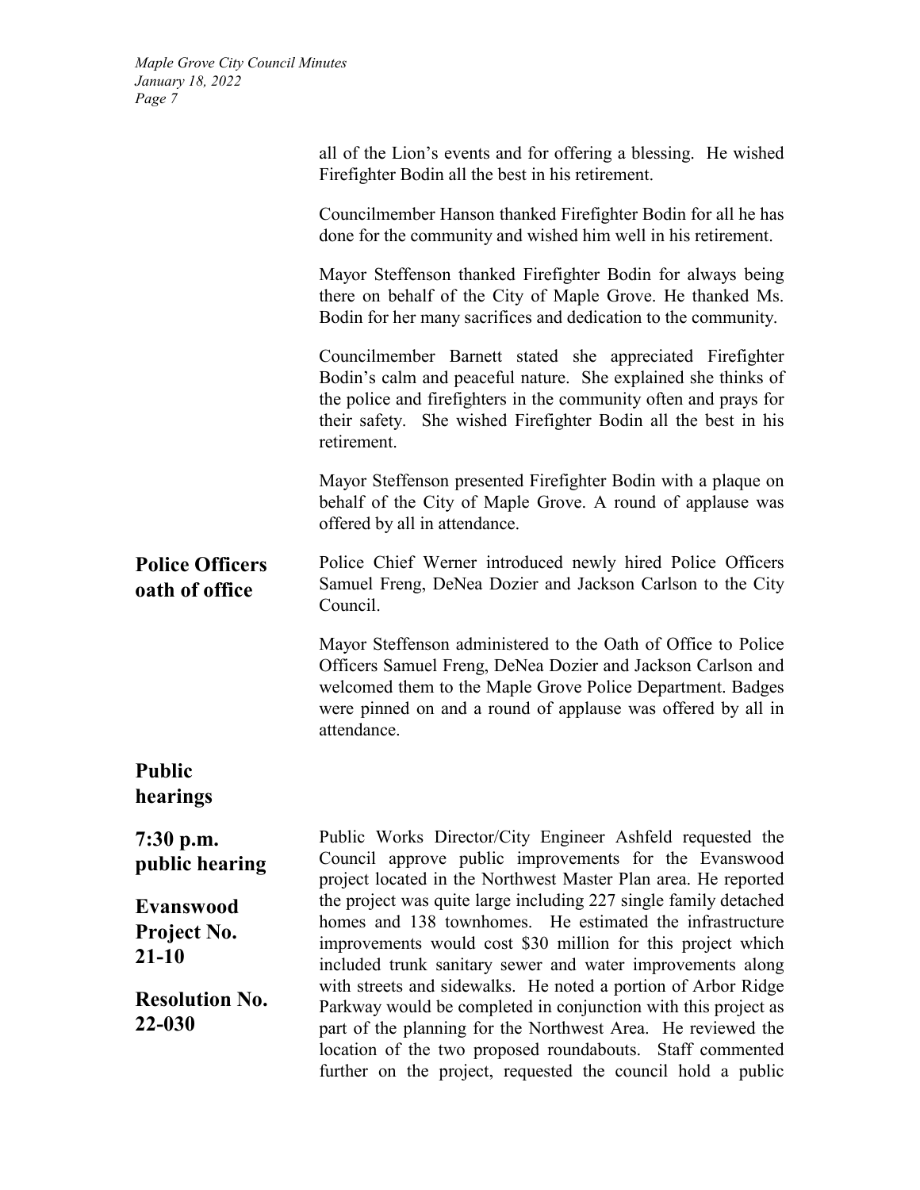all of the Lion's events and for offering a blessing. He wished Firefighter Bodin all the best in his retirement.

Councilmember Hanson thanked Firefighter Bodin for all he has done for the community and wished him well in his retirement.

Mayor Steffenson thanked Firefighter Bodin for always being there on behalf of the City of Maple Grove. He thanked Ms. Bodin for her many sacrifices and dedication to the community.

Councilmember Barnett stated she appreciated Firefighter Bodin's calm and peaceful nature. She explained she thinks of the police and firefighters in the community often and prays for their safety. She wished Firefighter Bodin all the best in his retirement.

Mayor Steffenson presented Firefighter Bodin with a plaque on behalf of the City of Maple Grove. A round of applause was offered by all in attendance.

**Police Officers oath of office**

Police Chief Werner introduced newly hired Police Officers Samuel Freng, DeNea Dozier and Jackson Carlson to the City Council.

Mayor Steffenson administered to the Oath of Office to Police Officers Samuel Freng, DeNea Dozier and Jackson Carlson and welcomed them to the Maple Grove Police Department. Badges were pinned on and a round of applause was offered by all in attendance.

## Public hearings

**7:30 p.m. public hearing**

**Evanswood Project No. 21-10**

**Resolution No. 22-030**

Public Works Director/City Engineer Ashfeld requested the Council approve public improvements for the Evanswood project located in the Northwest Master Plan area. He reported the project was quite large including 227 single family detached homes and 138 townhomes. He estimated the infrastructure improvements would cost $30 million for this project which included trunk sanitary sewer and water improvements along with streets and sidewalks. He noted a portion of Arbor Ridge Parkway would be completed in conjunction with this project as part of the planning for the Northwest Area. He reviewed the location of the two proposed roundabouts. Staff commented further on the project, requested the council hold a public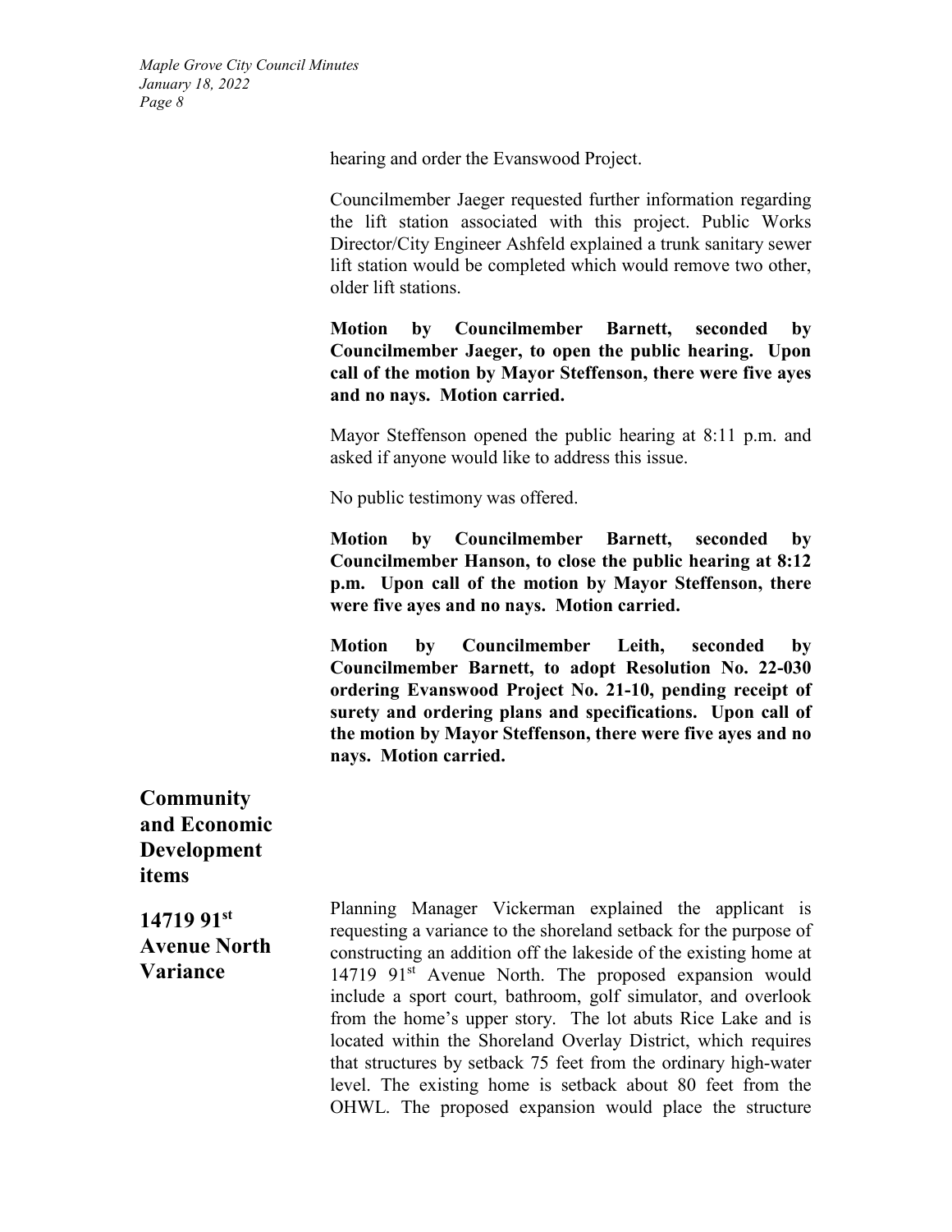hearing and order the Evanswood Project.

Councilmember Jaeger requested further information regarding the lift station associated with this project. Public Works Director/City Engineer Ashfeld explained a trunk sanitary sewer lift station would be completed which would remove two other, older lift stations.

**Motion by Councilmember Barnett, seconded by Councilmember Jaeger, to open the public hearing. Upon call of the motion by Mayor Steffenson, there were five ayes and no nays. Motion carried.**

Mayor Steffenson opened the public hearing at 8:11 p.m. and asked if anyone would like to address this issue.

No public testimony was offered.

**Motion by Councilmember Barnett, seconded by Councilmember Hanson, to close the public hearing at 8:12 p.m. Upon call of the motion by Mayor Steffenson, there were five ayes and no nays. Motion carried.**

**Motion by Councilmember Leith, seconded by Councilmember Barnett, to adopt Resolution No. 22-030 ordering Evanswood Project No. 21-10, pending receipt of surety and ordering plans and specifications. Upon call of the motion by Mayor Steffenson, there were five ayes and no nays. Motion carried.**

## Community and Economic Development items

### 14719 91st Avenue North Variance

Planning Manager Vickerman explained the applicant is requesting a variance to the shoreland setback for the purpose of constructing an addition off the lakeside of the existing home at 14719 91st Avenue North. The proposed expansion would include a sport court, bathroom, golf simulator, and overlook from the home's upper story. The lot abuts Rice Lake and is located within the Shoreland Overlay District, which requires that structures by setback 75 feet from the ordinary high-water level. The existing home is setback about 80 feet from the OHWL. The proposed expansion would place the structure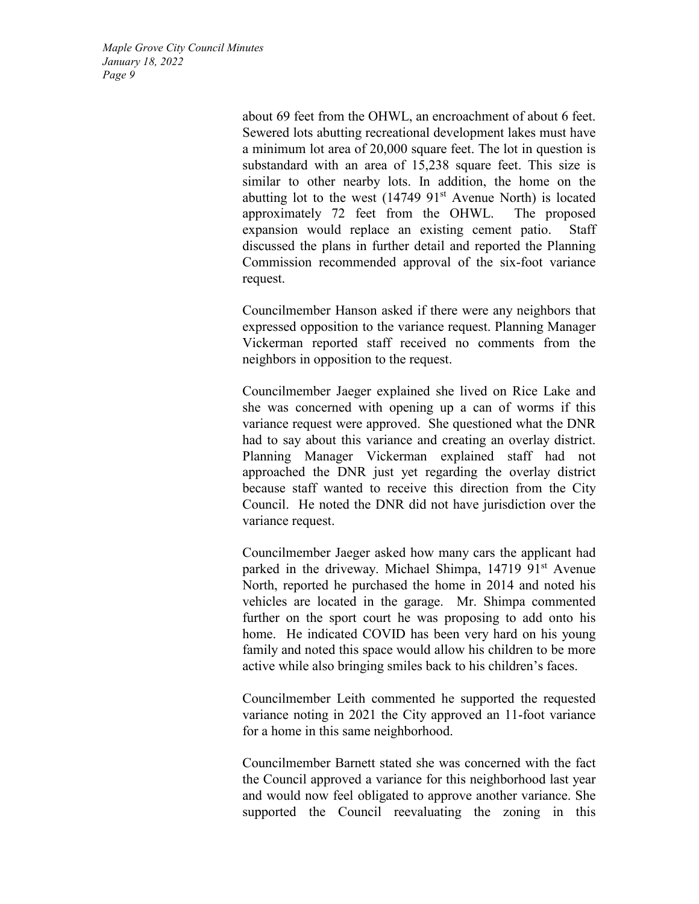about 69 feet from the OHWL, an encroachment of about 6 feet. Sewered lots abutting recreational development lakes must have a minimum lot area of 20,000 square feet. The lot in question is substandard with an area of 15,238 square feet. This size is similar to other nearby lots. In addition, the home on the abutting lot to the west (14749 91st Avenue North) is located approximately 72 feet from the OHWL. The proposed expansion would replace an existing cement patio. Staff discussed the plans in further detail and reported the Planning Commission recommended approval of the six-foot variance request.

Councilmember Hanson asked if there were any neighbors that expressed opposition to the variance request. Planning Manager Vickerman reported staff received no comments from the neighbors in opposition to the request.

Councilmember Jaeger explained she lived on Rice Lake and she was concerned with opening up a can of worms if this variance request were approved. She questioned what the DNR had to say about this variance and creating an overlay district. Planning Manager Vickerman explained staff had not approached the DNR just yet regarding the overlay district because staff wanted to receive this direction from the City Council. He noted the DNR did not have jurisdiction over the variance request.

Councilmember Jaeger asked how many cars the applicant had parked in the driveway. Michael Shimpa, 14719 91st Avenue North, reported he purchased the home in 2014 and noted his vehicles are located in the garage. Mr. Shimpa commented further on the sport court he was proposing to add onto his home. He indicated COVID has been very hard on his young family and noted this space would allow his children to be more active while also bringing smiles back to his children's faces.

Councilmember Leith commented he supported the requested variance noting in 2021 the City approved an 11-foot variance for a home in this same neighborhood.

Councilmember Barnett stated she was concerned with the fact the Council approved a variance for this neighborhood last year and would now feel obligated to approve another variance. She supported the Council reevaluating the zoning in this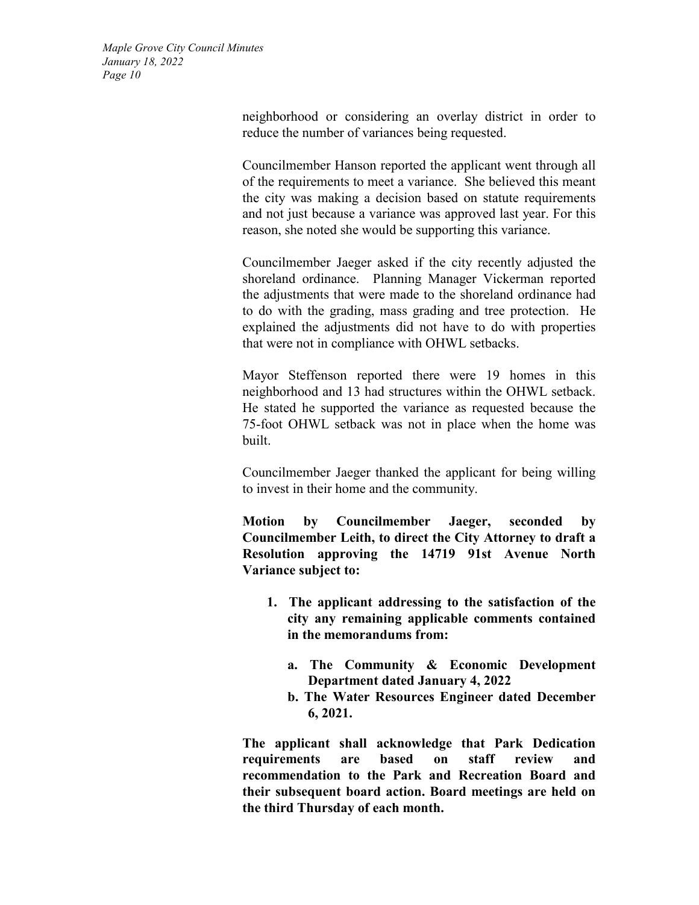neighborhood or considering an overlay district in order to reduce the number of variances being requested.

Councilmember Hanson reported the applicant went through all of the requirements to meet a variance. She believed this meant the city was making a decision based on statute requirements and not just because a variance was approved last year. For this reason, she noted she would be supporting this variance.

Councilmember Jaeger asked if the city recently adjusted the shoreland ordinance. Planning Manager Vickerman reported the adjustments that were made to the shoreland ordinance had to do with the grading, mass grading and tree protection. He explained the adjustments did not have to do with properties that were not in compliance with OHWL setbacks.

Mayor Steffenson reported there were 19 homes in this neighborhood and 13 had structures within the OHWL setback. He stated he supported the variance as requested because the 75-foot OHWL setback was not in place when the home was built.

Councilmember Jaeger thanked the applicant for being willing to invest in their home and the community.

**Motion by Councilmember Jaeger, seconded by Councilmember Leith, to direct the City Attorney to draft a Resolution approving the 14719 91st Avenue North Variance subject to:**

1. **The applicant addressing to the satisfaction of the city any remaining applicable comments contained in the memorandums from:**
    a. **The Community & Economic Development Department dated January 4, 2022**
    b. **The Water Resources Engineer dated December 6, 2021.**

**The applicant shall acknowledge that Park Dedication requirements are based on staff review and recommendation to the Park and Recreation Board and their subsequent board action. Board meetings are held on the third Thursday of each month.**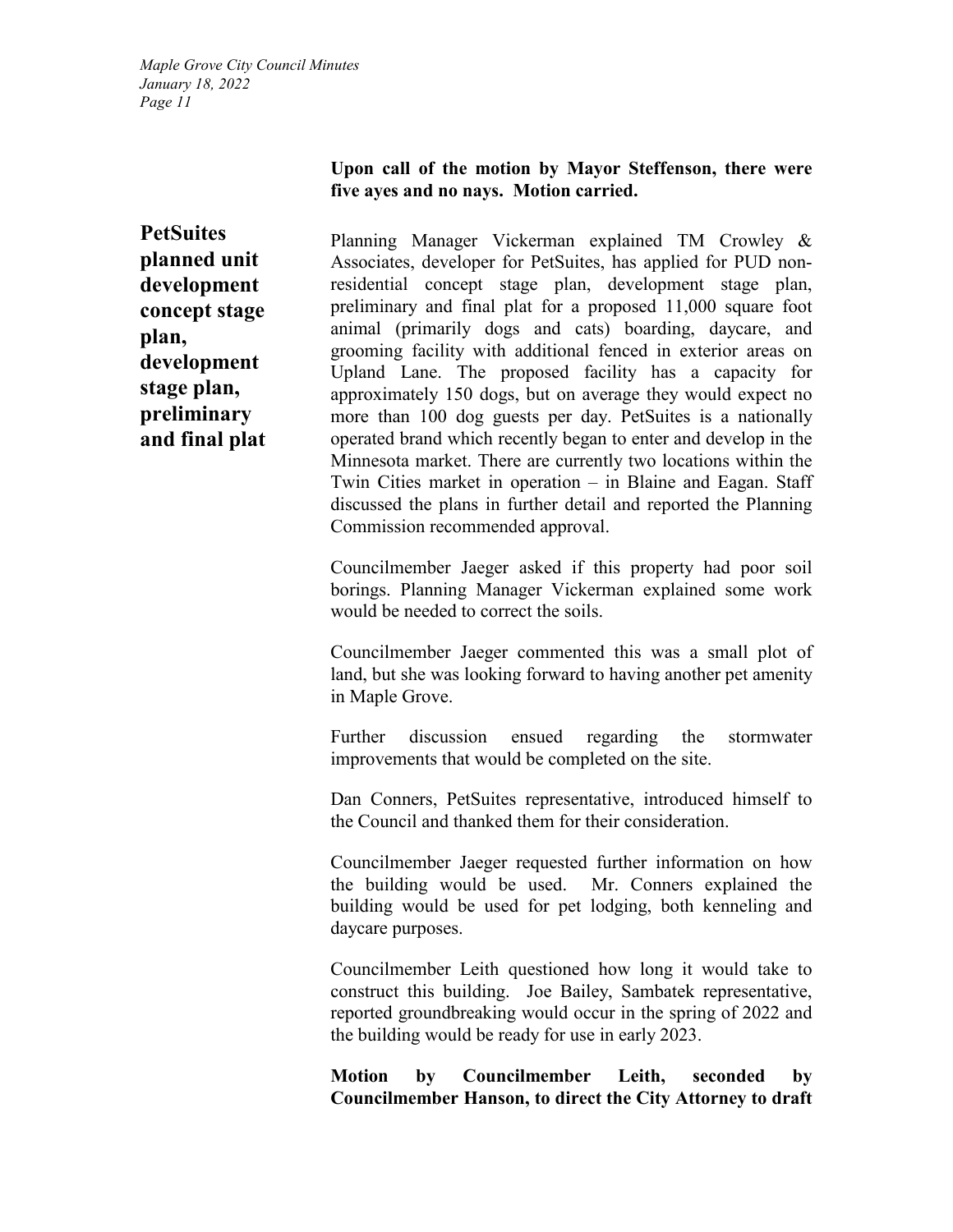**Upon call of the motion by Mayor Steffenson, there were five ayes and no nays. Motion carried.**

**PetSuites planned unit development concept stage plan, development stage plan, preliminary and final plat**

Planning Manager Vickerman explained TM Crowley & Associates, developer for PetSuites, has applied for PUD non-residential concept stage plan, development stage plan, preliminary and final plat for a proposed 11,000 square foot animal (primarily dogs and cats) boarding, daycare, and grooming facility with additional fenced in exterior areas on Upland Lane. The proposed facility has a capacity for approximately 150 dogs, but on average they would expect no more than 100 dog guests per day. PetSuites is a nationally operated brand which recently began to enter and develop in the Minnesota market. There are currently two locations within the Twin Cities market in operation – in Blaine and Eagan. Staff discussed the plans in further detail and reported the Planning Commission recommended approval.

Councilmember Jaeger asked if this property had poor soil borings. Planning Manager Vickerman explained some work would be needed to correct the soils.

Councilmember Jaeger commented this was a small plot of land, but she was looking forward to having another pet amenity in Maple Grove.

Further discussion ensued regarding the stormwater improvements that would be completed on the site.

Dan Conners, PetSuites representative, introduced himself to the Council and thanked them for their consideration.

Councilmember Jaeger requested further information on how the building would be used. Mr. Conners explained the building would be used for pet lodging, both kenneling and daycare purposes.

Councilmember Leith questioned how long it would take to construct this building. Joe Bailey, Sambatek representative, reported groundbreaking would occur in the spring of 2022 and the building would be ready for use in early 2023.

**Motion by Councilmember Leith, seconded by Councilmember Hanson, to direct the City Attorney to draft**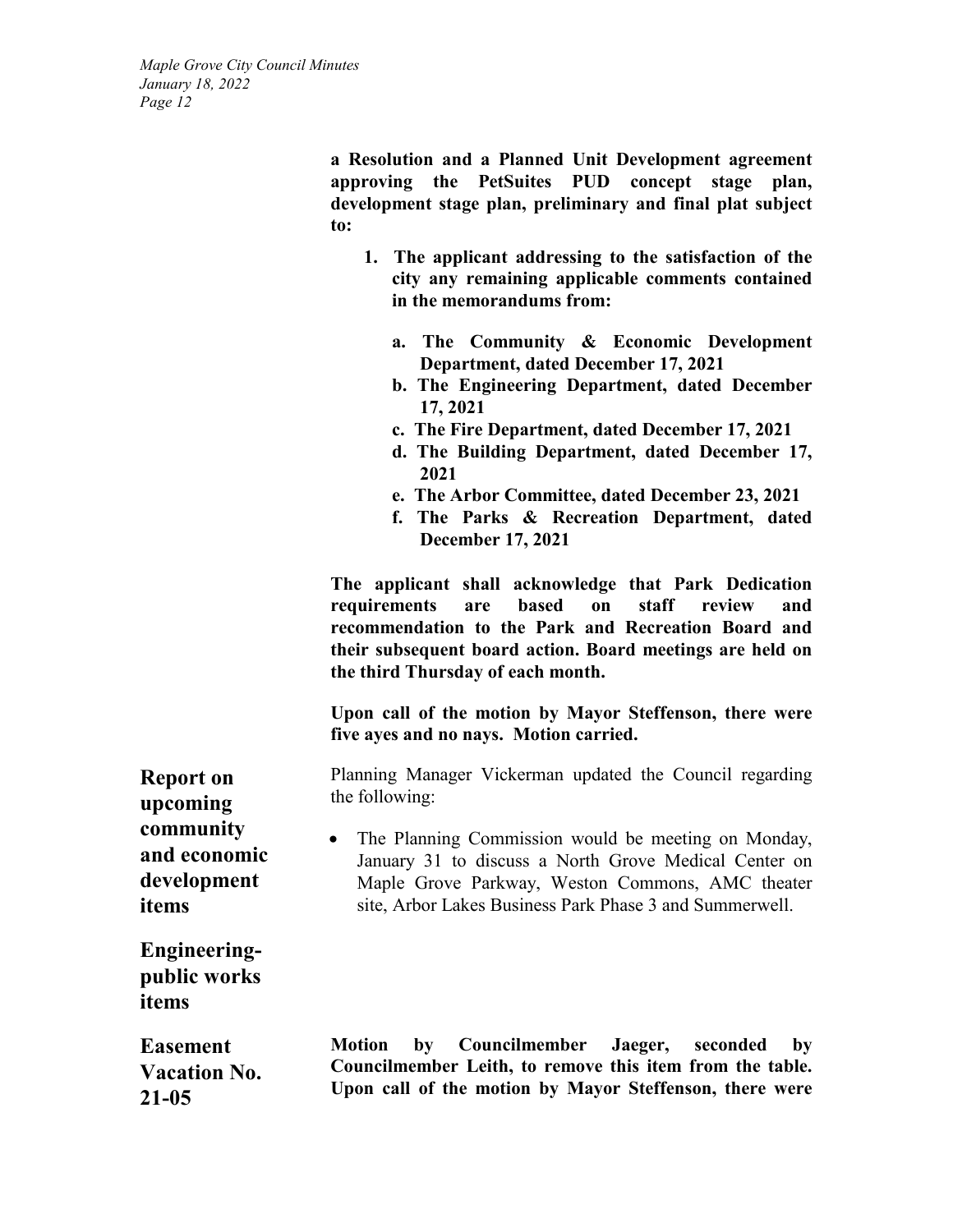**a Resolution and a Planned Unit Development agreement approving the PetSuites PUD concept stage plan, development stage plan, preliminary and final plat subject to:**

1. **The applicant addressing to the satisfaction of the city any remaining applicable comments contained in the memorandums from:**
   a. **The Community & Economic Development Department, dated December 17, 2021**
   b. **The Engineering Department, dated December 17, 2021**
   c. **The Fire Department, dated December 17, 2021**
   d. **The Building Department, dated December 17, 2021**
   e. **The Arbor Committee, dated December 23, 2021**
   f. **The Parks & Recreation Department, dated December 17, 2021**

**The applicant shall acknowledge that Park Dedication requirements are based on staff review and recommendation to the Park and Recreation Board and their subsequent board action. Board meetings are held on the third Thursday of each month.**

**Upon call of the motion by Mayor Steffenson, there were five ayes and no nays. Motion carried.**

## Report on upcoming community and economic development items

Planning Manager Vickerman updated the Council regarding the following:

- The Planning Commission would be meeting on Monday, January 31 to discuss a North Grove Medical Center on Maple Grove Parkway, Weston Commons, AMC theater site, Arbor Lakes Business Park Phase 3 and Summerwell.

## Engineering-public works items

## Easement Vacation No. 21-05

**Motion by Councilmember Jaeger, seconded by Councilmember Leith, to remove this item from the table. Upon call of the motion by Mayor Steffenson, there were**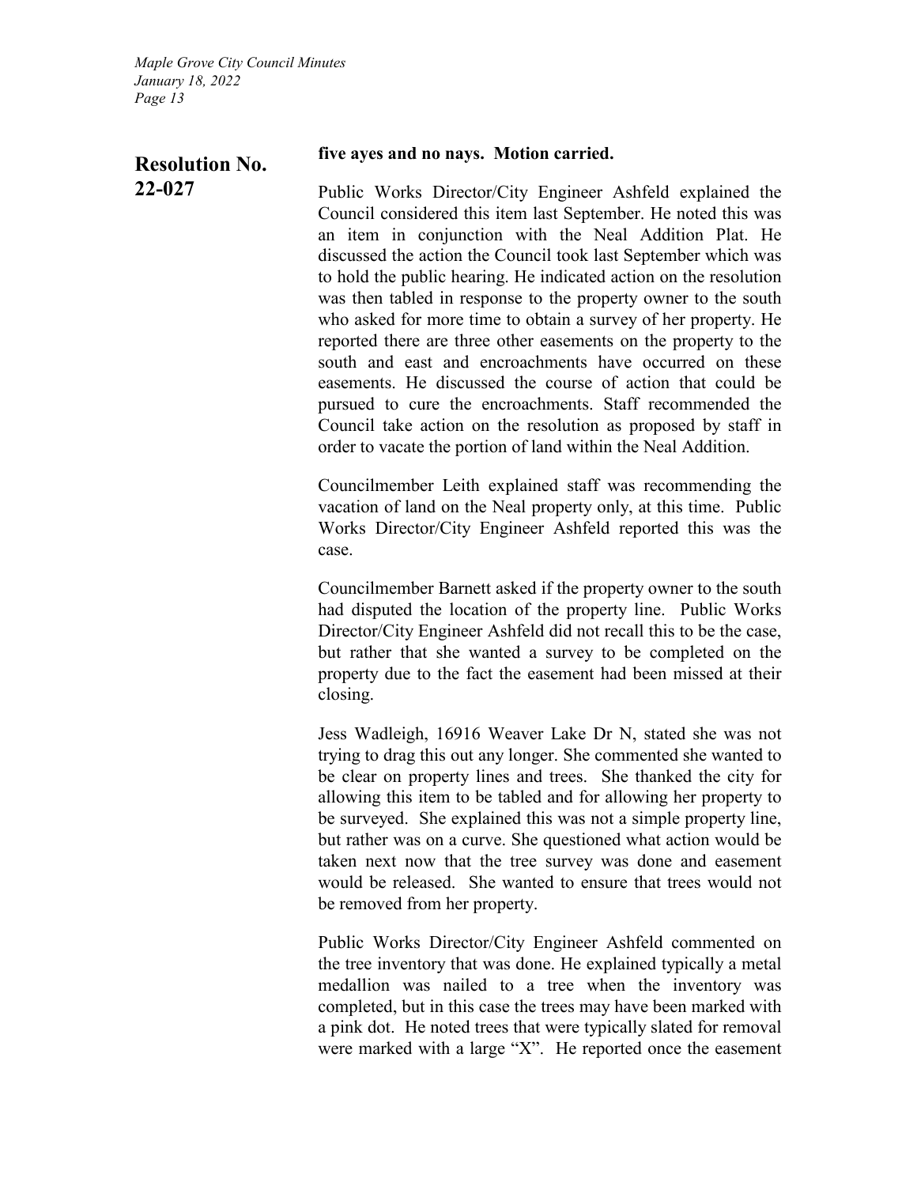**five ayes and no nays. Motion carried.**

**Resolution No. 22-027**

Public Works Director/City Engineer Ashfeld explained the Council considered this item last September. He noted this was an item in conjunction with the Neal Addition Plat. He discussed the action the Council took last September which was to hold the public hearing. He indicated action on the resolution was then tabled in response to the property owner to the south who asked for more time to obtain a survey of her property. He reported there are three other easements on the property to the south and east and encroachments have occurred on these easements. He discussed the course of action that could be pursued to cure the encroachments. Staff recommended the Council take action on the resolution as proposed by staff in order to vacate the portion of land within the Neal Addition.

Councilmember Leith explained staff was recommending the vacation of land on the Neal property only, at this time. Public Works Director/City Engineer Ashfeld reported this was the case.

Councilmember Barnett asked if the property owner to the south had disputed the location of the property line. Public Works Director/City Engineer Ashfeld did not recall this to be the case, but rather that she wanted a survey to be completed on the property due to the fact the easement had been missed at their closing.

Jess Wadleigh, 16916 Weaver Lake Dr N, stated she was not trying to drag this out any longer. She commented she wanted to be clear on property lines and trees. She thanked the city for allowing this item to be tabled and for allowing her property to be surveyed. She explained this was not a simple property line, but rather was on a curve. She questioned what action would be taken next now that the tree survey was done and easement would be released. She wanted to ensure that trees would not be removed from her property.

Public Works Director/City Engineer Ashfeld commented on the tree inventory that was done. He explained typically a metal medallion was nailed to a tree when the inventory was completed, but in this case the trees may have been marked with a pink dot. He noted trees that were typically slated for removal were marked with a large "X". He reported once the easement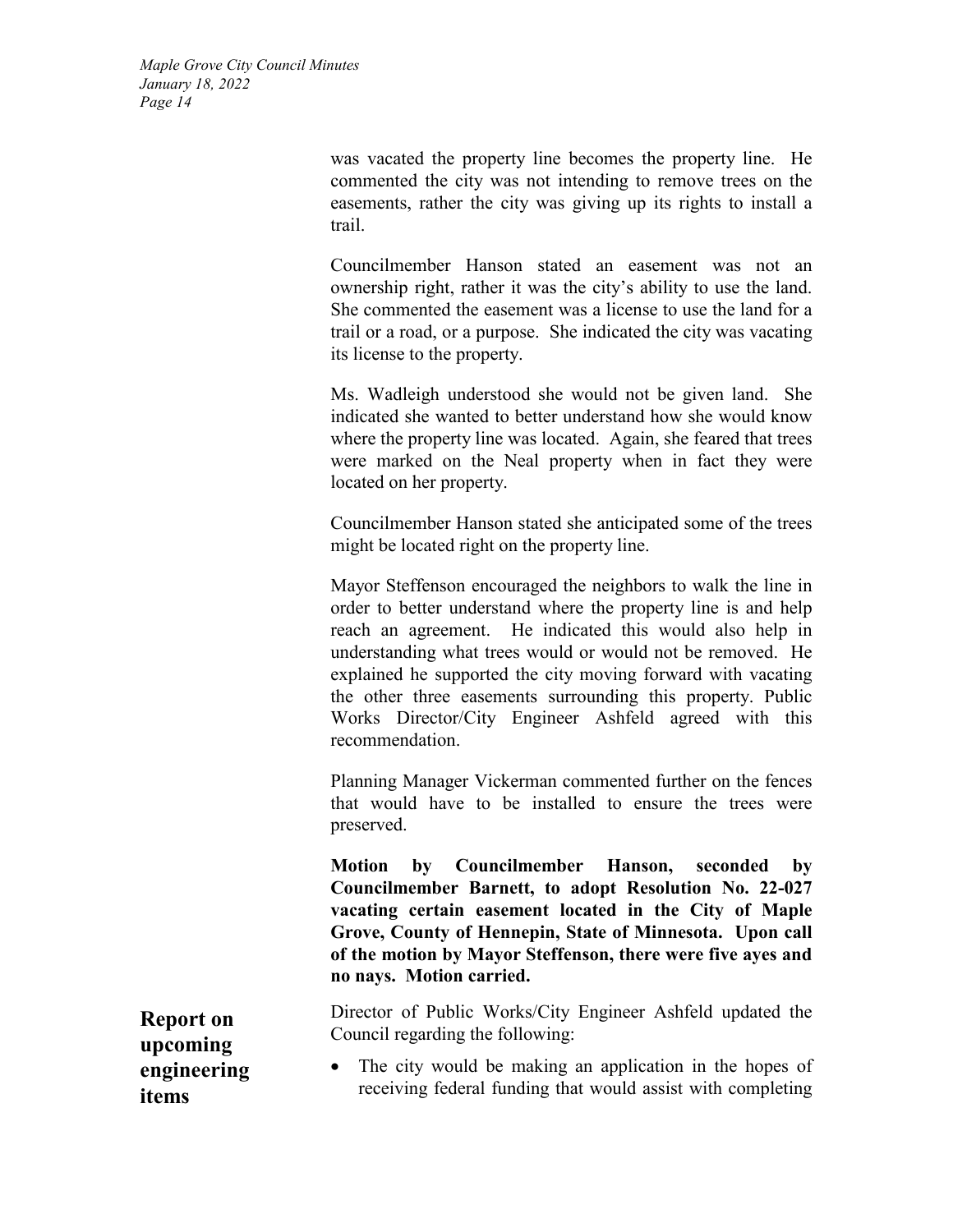was vacated the property line becomes the property line. He commented the city was not intending to remove trees on the easements, rather the city was giving up its rights to install a trail.

Councilmember Hanson stated an easement was not an ownership right, rather it was the city's ability to use the land. She commented the easement was a license to use the land for a trail or a road, or a purpose. She indicated the city was vacating its license to the property.

Ms. Wadleigh understood she would not be given land. She indicated she wanted to better understand how she would know where the property line was located. Again, she feared that trees were marked on the Neal property when in fact they were located on her property.

Councilmember Hanson stated she anticipated some of the trees might be located right on the property line.

Mayor Steffenson encouraged the neighbors to walk the line in order to better understand where the property line is and help reach an agreement. He indicated this would also help in understanding what trees would or would not be removed. He explained he supported the city moving forward with vacating the other three easements surrounding this property. Public Works Director/City Engineer Ashfeld agreed with this recommendation.

Planning Manager Vickerman commented further on the fences that would have to be installed to ensure the trees were preserved.

**Motion by Councilmember Hanson, seconded by Councilmember Barnett, to adopt Resolution No. 22-027 vacating certain easement located in the City of Maple Grove, County of Hennepin, State of Minnesota. Upon call of the motion by Mayor Steffenson, there were five ayes and no nays. Motion carried.**

**Report on upcoming engineering items**

Director of Public Works/City Engineer Ashfeld updated the Council regarding the following:

- The city would be making an application in the hopes of receiving federal funding that would assist with completing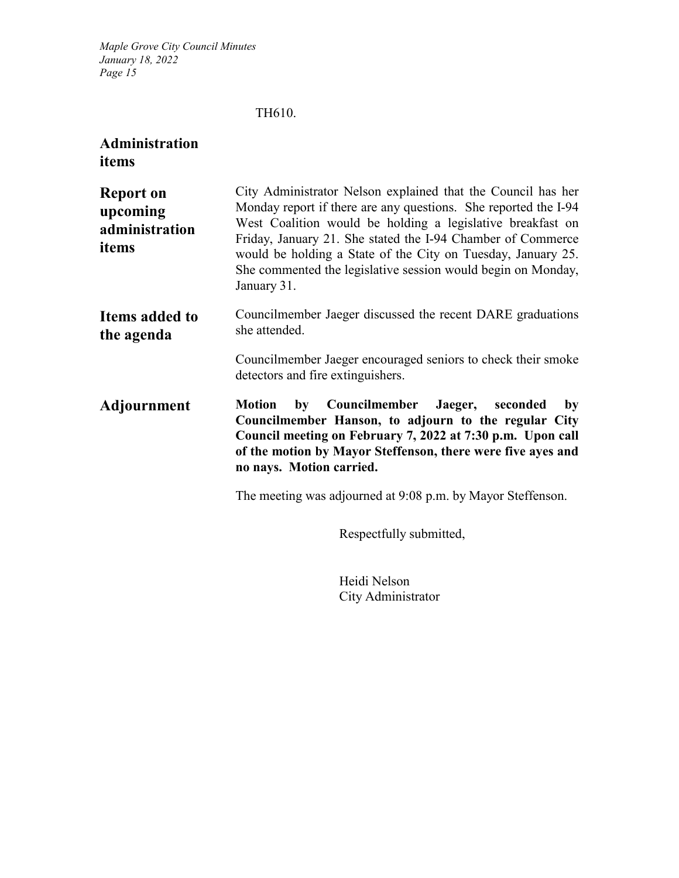TH610.

## Administration items

## Report on upcoming administration items

City Administrator Nelson explained that the Council has her Monday report if there are any questions. She reported the I-94 West Coalition would be holding a legislative breakfast on Friday, January 21. She stated the I-94 Chamber of Commerce would be holding a State of the City on Tuesday, January 25. She commented the legislative session would begin on Monday, January 31.

## Items added to the agenda

Councilmember Jaeger discussed the recent DARE graduations she attended.

Councilmember Jaeger encouraged seniors to check their smoke detectors and fire extinguishers.

## Adjournment

**Motion by Councilmember Jaeger, seconded by Councilmember Hanson, to adjourn to the regular City Council meeting on February 7, 2022 at 7:30 p.m. Upon call of the motion by Mayor Steffenson, there were five ayes and no nays. Motion carried.**

The meeting was adjourned at 9:08 p.m. by Mayor Steffenson.

Respectfully submitted,

Heidi Nelson
City Administrator